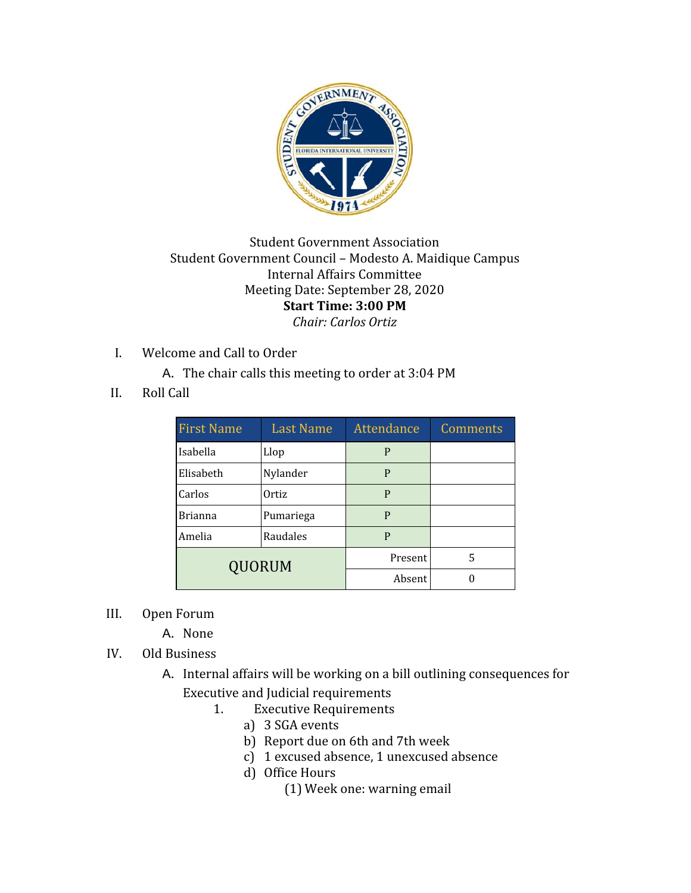Student Government Association
Student Government Council – Modesto A. Maidique Campus
Internal Affairs Committee
Meeting Date: September 28, 2020
**Start Time: 3:00 PM**
*Chair: Carlos Ortiz*

I. Welcome and Call to Order
   A. The chair calls this meeting to order at 3:04 PM

II. Roll Call

| First Name | Last Name | Attendance | Comments |
|---|---|---|---|
| Isabella | Llop | P | |
| Elisabeth | Nylander | P | |
| Carlos | Ortiz | P | |
| Brianna | Pumariega | P | |
| Amelia | Raudales | P | |
| QUORUM | | Present | 5 |
| | | Absent | 0 |

III. Open Forum
   A. None

IV. Old Business
   A. Internal affairs will be working on a bill outlining consequences for Executive and Judicial requirements
      1. Executive Requirements
         a) 3 SGA events
         b) Report due on 6th and 7th week
         c) 1 excused absence, 1 unexcused absence
         d) Office Hours
            (1) Week one: warning email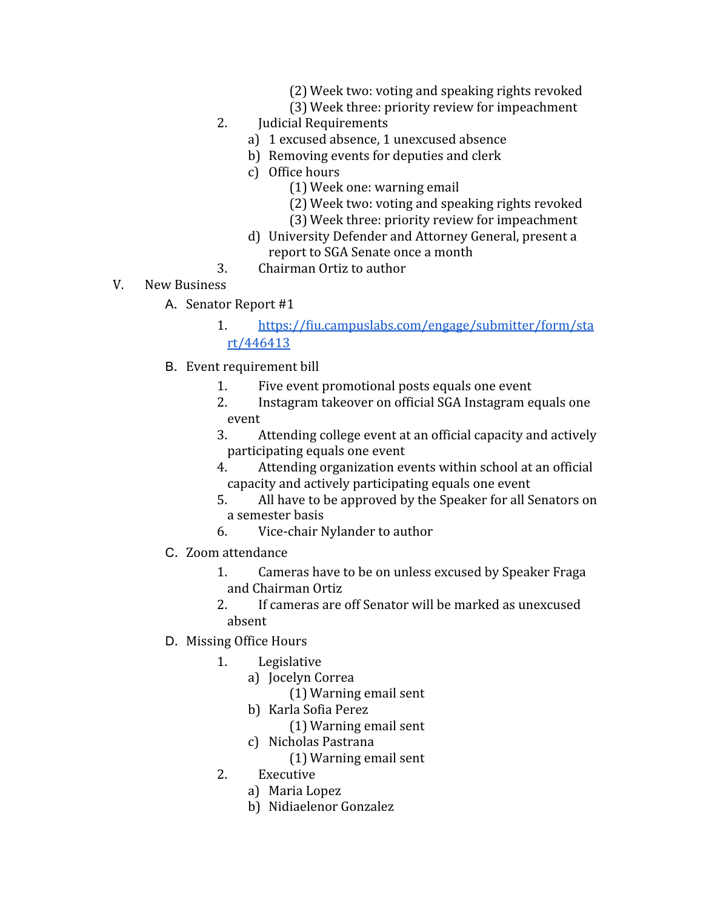(2) Week two: voting and speaking rights revoked
                (3) Week three: priority review for impeachment

2. Judicial Requirements
    a) 1 excused absence, 1 unexcused absence
    b) Removing events for deputies and clerk
    c) Office hours
        (1) Week one: warning email
        (2) Week two: voting and speaking rights revoked
        (3) Week three: priority review for impeachment
    d) University Defender and Attorney General, present a report to SGA Senate once a month
3. Chairman Ortiz to author

V. New Business

A. Senator Report #1
    1. https://fiu.campuslabs.com/engage/submitter/form/start/446413

B. Event requirement bill
    1. Five event promotional posts equals one event
    2. Instagram takeover on official SGA Instagram equals one event
    3. Attending college event at an official capacity and actively participating equals one event
    4. Attending organization events within school at an official capacity and actively participating equals one event
    5. All have to be approved by the Speaker for all Senators on a semester basis
    6. Vice-chair Nylander to author

C. Zoom attendance
    1. Cameras have to be on unless excused by Speaker Fraga and Chairman Ortiz
    2. If cameras are off Senator will be marked as unexcused absent

D. Missing Office Hours
    1. Legislative
        a) Jocelyn Correa
            (1) Warning email sent
        b) Karla Sofia Perez
            (1) Warning email sent
        c) Nicholas Pastrana
            (1) Warning email sent
    2. Executive
        a) Maria Lopez
        b) Nidiaelenor Gonzalez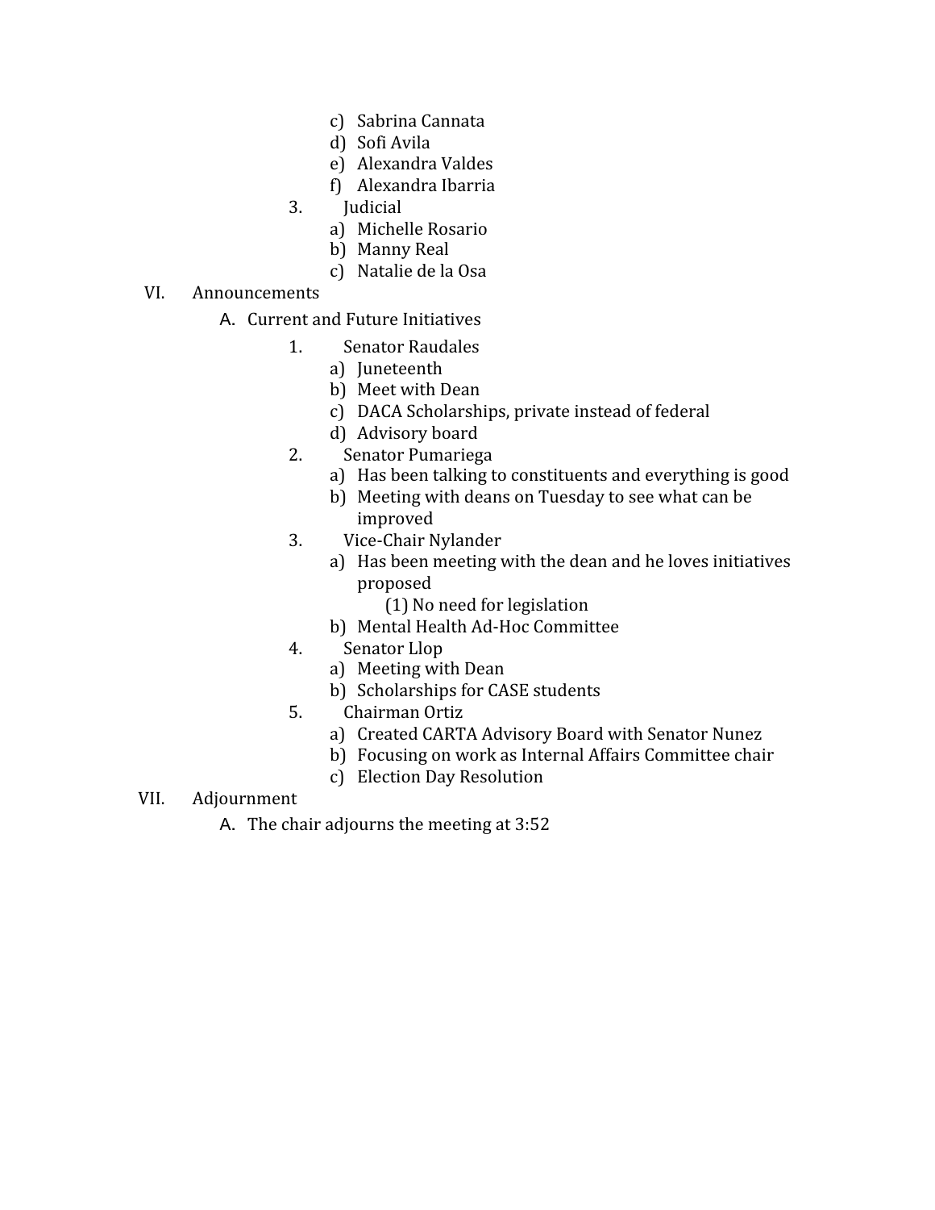c) Sabrina Cannata
d) Sofi Avila
e) Alexandra Valdes
f) Alexandra Ibarria

3. Judicial
    a) Michelle Rosario
    b) Manny Real
    c) Natalie de la Osa

VI. Announcements

A. Current and Future Initiatives

1. Senator Raudales
    a) Juneteenth
    b) Meet with Dean
    c) DACA Scholarships, private instead of federal
    d) Advisory board
2. Senator Pumariega
    a) Has been talking to constituents and everything is good
    b) Meeting with deans on Tuesday to see what can be improved
3. Vice-Chair Nylander
    a) Has been meeting with the dean and he loves initiatives proposed
        (1) No need for legislation
    b) Mental Health Ad-Hoc Committee
4. Senator Llop
    a) Meeting with Dean
    b) Scholarships for CASE students
5. Chairman Ortiz
    a) Created CARTA Advisory Board with Senator Nunez
    b) Focusing on work as Internal Affairs Committee chair
    c) Election Day Resolution

VII. Adjournment

A. The chair adjourns the meeting at 3:52